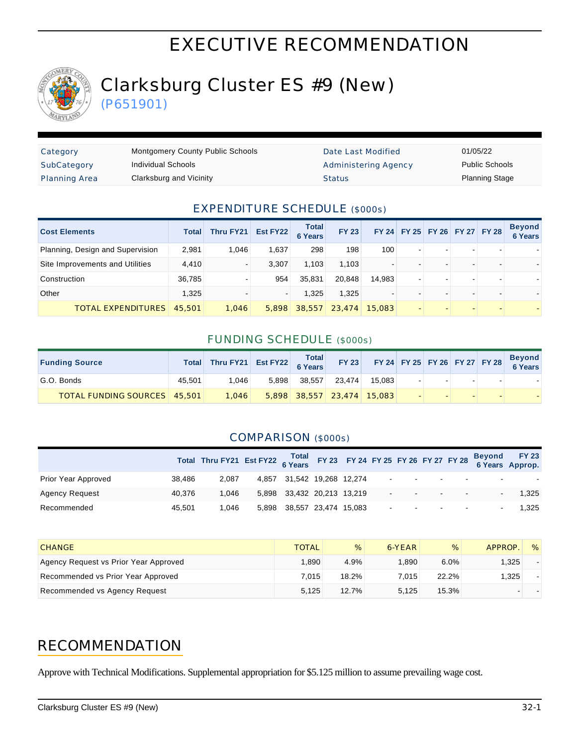# EXECUTIVE RECOMMENDATION

# Clarksburg Cluster ES #9 (New)

(P651901)

| Category | Montgomery County Public Schools | Date Last Modified | 01/05/22 |
|---|---|---|---|
| SubCategory | Individual Schools | Administering Agency | Public Schools |
| Planning Area | Clarksburg and Vicinity | Status | Planning Stage |

## EXPENDITURE SCHEDULE ($000s)

| Cost Elements | Total | Thru FY21 | Est FY22 | Total 6 Years | FY 23 | FY 24 | FY 25 | FY 26 | FY 27 | FY 28 | Beyond 6 Years |
|---|---|---|---|---|---|---|---|---|---|---|---|
| Planning, Design and Supervision | 2,981 | 1,046 | 1,637 | 298 | 198 | 100 | - | - | - | - | - |
| Site Improvements and Utilities | 4,410 | - | 3,307 | 1,103 | 1,103 | - | - | - | - | - | - |
| Construction | 36,785 | - | 954 | 35,831 | 20,848 | 14,983 | - | - | - | - | - |
| Other | 1,325 | - | - | 1,325 | 1,325 | - | - | - | - | - | - |
| TOTAL EXPENDITURES | 45,501 | 1,046 | 5,898 | 38,557 | 23,474 | 15,083 | - | - | - | - | - |

## FUNDING SCHEDULE ($000s)

| Funding Source | Total | Thru FY21 | Est FY22 | Total 6 Years | FY 23 | FY 24 | FY 25 | FY 26 | FY 27 | FY 28 | Beyond 6 Years |
|---|---|---|---|---|---|---|---|---|---|---|---|
| G.O. Bonds | 45,501 | 1,046 | 5,898 | 38,557 | 23,474 | 15,083 | - | - | - | - | - |
| TOTAL FUNDING SOURCES | 45,501 | 1,046 | 5,898 | 38,557 | 23,474 | 15,083 | - | - | - | - | - |

## COMPARISON ($000s)

| | Total | Thru FY21 | Est FY22 | Total 6 Years | FY 23 | FY 24 | FY 25 | FY 26 | FY 27 | FY 28 | Beyond 6 Years | FY 23 Approp. |
|---|---|---|---|---|---|---|---|---|---|---|---|---|
| Prior Year Approved | 38,486 | 2,087 | 4,857 | 31,542 | 19,268 | 12,274 | - | - | - | - | - | - |
| Agency Request | 40,376 | 1,046 | 5,898 | 33,432 | 20,213 | 13,219 | - | - | - | - | - | 1,325 |
| Recommended | 45,501 | 1,046 | 5,898 | 38,557 | 23,474 | 15,083 | - | - | - | - | - | 1,325 |

| CHANGE | TOTAL | % | 6-YEAR | % | APPROP. | % |
|---|---|---|---|---|---|---|
| Agency Request vs Prior Year Approved | 1,890 | 4.9% | 1,890 | 6.0% | 1,325 | - |
| Recommended vs Prior Year Approved | 7,015 | 18.2% | 7,015 | 22.2% | 1,325 | - |
| Recommended vs Agency Request | 5,125 | 12.7% | 5,125 | 15.3% | - | - |

## RECOMMENDATION

Approve with Technical Modifications. Supplemental appropriation for $5.125 million to assume prevailing wage cost.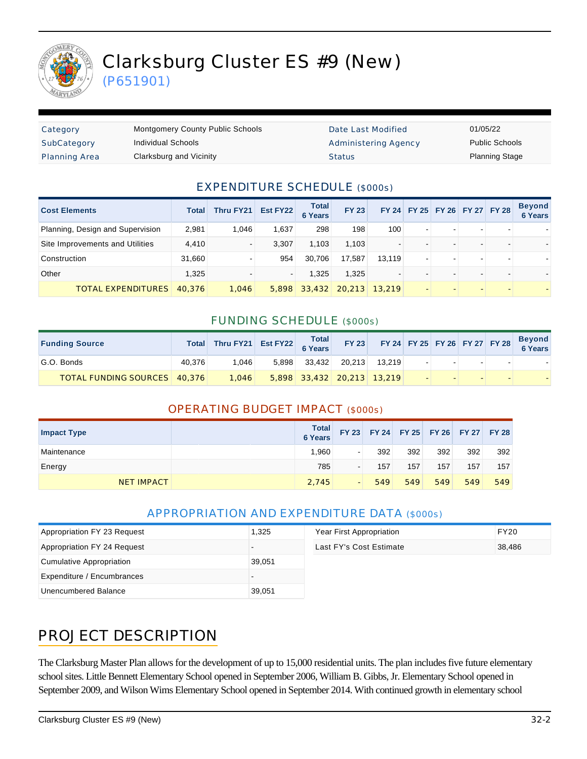# Clarksburg Cluster ES #9 (New)

(P651901)

| Category | Montgomery County Public Schools | Date Last Modified | 01/05/22 |
|---|---|---|---|
| SubCategory | Individual Schools | Administering Agency | Public Schools |
| Planning Area | Clarksburg and Vicinity | Status | Planning Stage |

## EXPENDITURE SCHEDULE ($000s)

| Cost Elements | Total | Thru FY21 | Est FY22 | Total 6 Years | FY 23 | FY 24 | FY 25 | FY 26 | FY 27 | FY 28 | Beyond 6 Years |
|---|---|---|---|---|---|---|---|---|---|---|---|
| Planning, Design and Supervision | 2,981 | 1,046 | 1,637 | 298 | 198 | 100 | - | - | - | - | - |
| Site Improvements and Utilities | 4,410 | - | 3,307 | 1,103 | 1,103 | - | - | - | - | - | - |
| Construction | 31,660 | - | 954 | 30,706 | 17,587 | 13,119 | - | - | - | - | - |
| Other | 1,325 | - | - | 1,325 | 1,325 | - | - | - | - | - | - |
| TOTAL EXPENDITURES | 40,376 | 1,046 | 5,898 | 33,432 | 20,213 | 13,219 | - | - | - | - | - |

## FUNDING SCHEDULE ($000s)

| Funding Source | Total | Thru FY21 | Est FY22 | Total 6 Years | FY 23 | FY 24 | FY 25 | FY 26 | FY 27 | FY 28 | Beyond 6 Years |
|---|---|---|---|---|---|---|---|---|---|---|---|
| G.O. Bonds | 40,376 | 1,046 | 5,898 | 33,432 | 20,213 | 13,219 | - | - | - | - | - |
| TOTAL FUNDING SOURCES | 40,376 | 1,046 | 5,898 | 33,432 | 20,213 | 13,219 | - | - | - | - | - |

## OPERATING BUDGET IMPACT ($000s)

| Impact Type | | Total 6 Years | FY 23 | FY 24 | FY 25 | FY 26 | FY 27 | FY 28 |
|---|---|---|---|---|---|---|---|---|
| Maintenance | | 1,960 | - | 392 | 392 | 392 | 392 | 392 |
| Energy | | 785 | - | 157 | 157 | 157 | 157 | 157 |
| NET IMPACT | | 2,745 | - | 549 | 549 | 549 | 549 | 549 |

## APPROPRIATION AND EXPENDITURE DATA ($000s)

| | |
|---|---|
| Appropriation FY 23 Request | 1,325 |
| Appropriation FY 24 Request | - |
| Cumulative Appropriation | 39,051 |
| Expenditure / Encumbrances | - |
| Unencumbered Balance | 39,051 |

| | |
|---|---|
| Year First Appropriation | FY20 |
| Last FY's Cost Estimate | 38,486 |

## PROJECT DESCRIPTION

The Clarksburg Master Plan allows for the development of up to 15,000 residential units. The plan includes five future elementary school sites. Little Bennett Elementary School opened in September 2006, William B. Gibbs, Jr. Elementary School opened in September 2009, and Wilson Wims Elementary School opened in September 2014. With continued growth in elementary school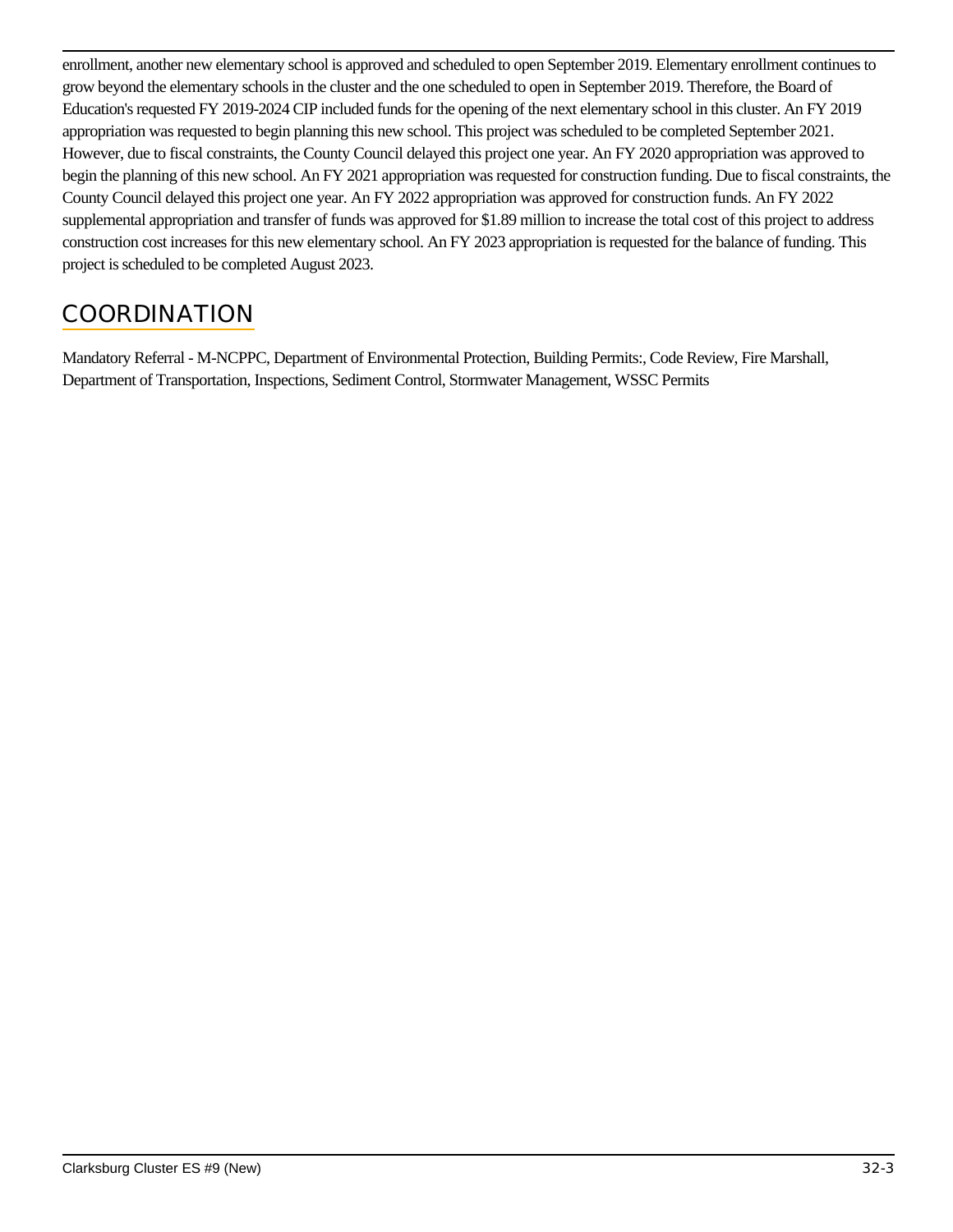enrollment, another new elementary school is approved and scheduled to open September 2019. Elementary enrollment continues to grow beyond the elementary schools in the cluster and the one scheduled to open in September 2019. Therefore, the Board of Education's requested FY 2019-2024 CIP included funds for the opening of the next elementary school in this cluster. An FY 2019 appropriation was requested to begin planning this new school. This project was scheduled to be completed September 2021. However, due to fiscal constraints, the County Council delayed this project one year. An FY 2020 appropriation was approved to begin the planning of this new school. An FY 2021 appropriation was requested for construction funding. Due to fiscal constraints, the County Council delayed this project one year. An FY 2022 appropriation was approved for construction funds. An FY 2022 supplemental appropriation and transfer of funds was approved for $1.89 million to increase the total cost of this project to address construction cost increases for this new elementary school. An FY 2023 appropriation is requested for the balance of funding. This project is scheduled to be completed August 2023.

## COORDINATION

Mandatory Referral - M-NCPPC, Department of Environmental Protection, Building Permits:, Code Review, Fire Marshall, Department of Transportation, Inspections, Sediment Control, Stormwater Management, WSSC Permits